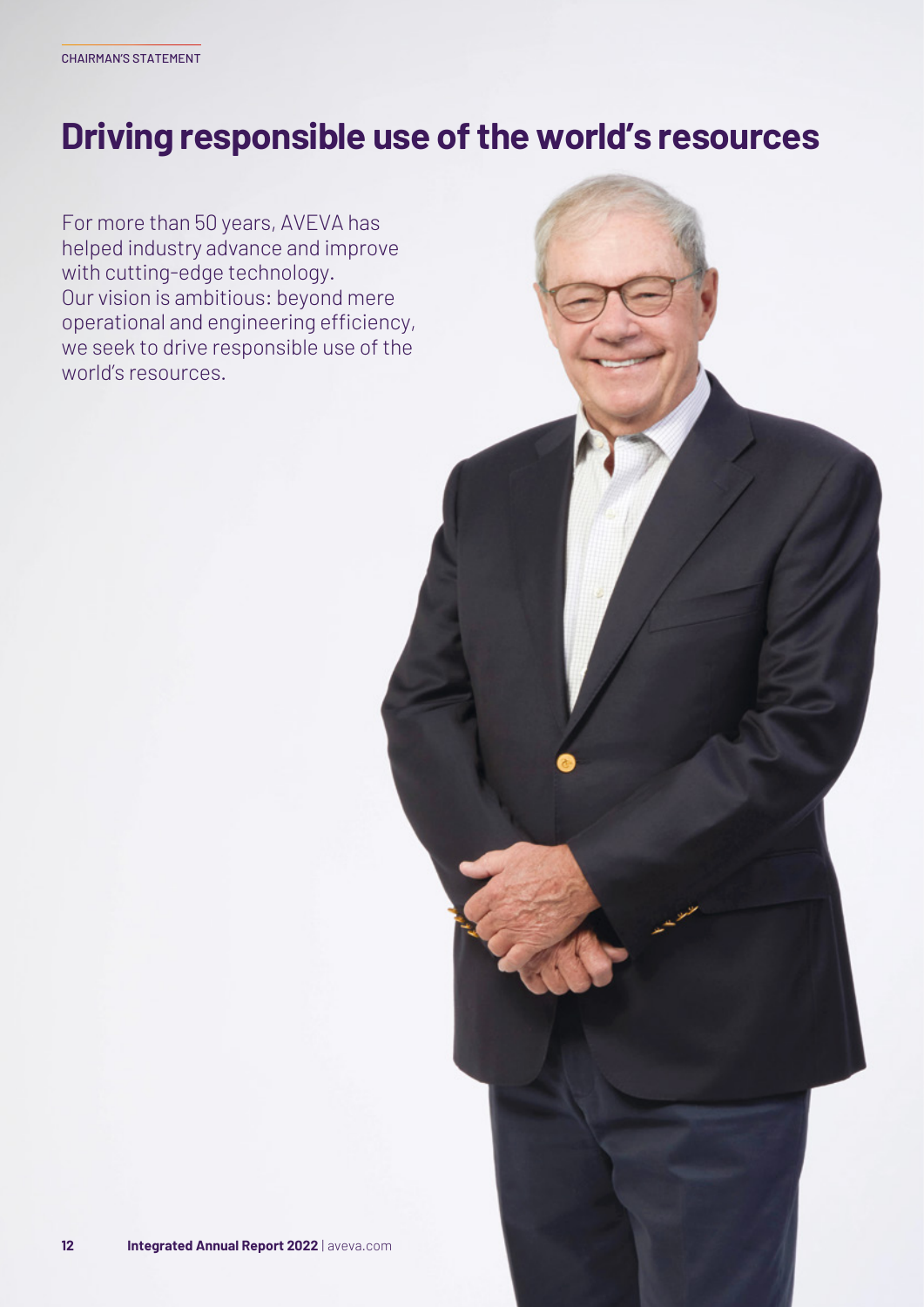CHAIRMAN'S STATEMENT

# Driving responsible use of the world's resources

For more than 50 years, AVEVA has helped industry advance and improve with cutting-edge technology. Our vision is ambitious: beyond mere operational and engineering efficiency, we seek to drive responsible use of the world's resources.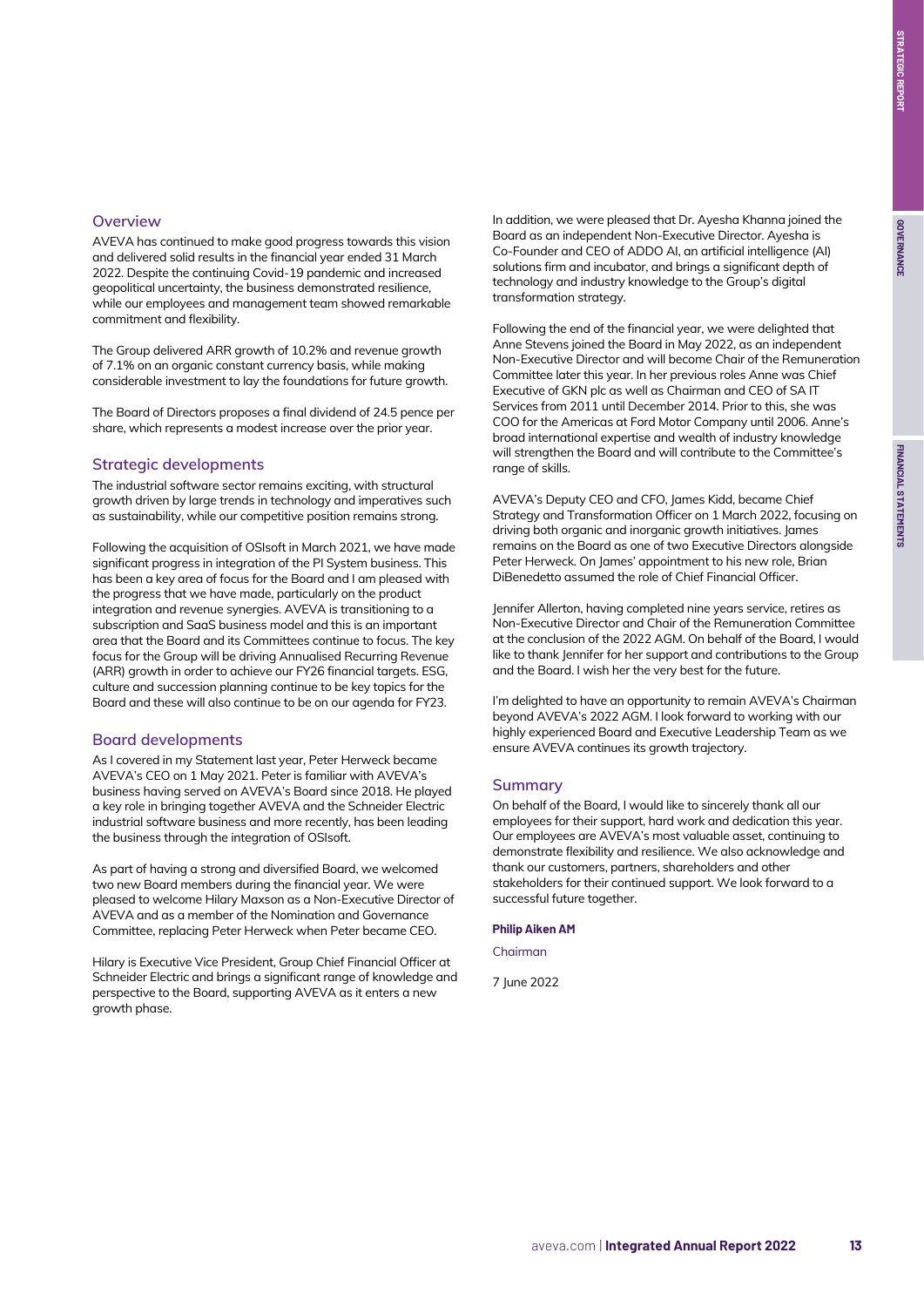## Overview

AVEVA has continued to make good progress towards this vision and delivered solid results in the financial year ended 31 March 2022. Despite the continuing Covid-19 pandemic and increased geopolitical uncertainty, the business demonstrated resilience, while our employees and management team showed remarkable commitment and flexibility.

The Group delivered ARR growth of 10.2% and revenue growth of 7.1% on an organic constant currency basis, while making considerable investment to lay the foundations for future growth.

The Board of Directors proposes a final dividend of 24.5 pence per share, which represents a modest increase over the prior year.

## Strategic developments

The industrial software sector remains exciting, with structural growth driven by large trends in technology and imperatives such as sustainability, while our competitive position remains strong.

Following the acquisition of OSIsoft in March 2021, we have made significant progress in integration of the PI System business. This has been a key area of focus for the Board and I am pleased with the progress that we have made, particularly on the product integration and revenue synergies. AVEVA is transitioning to a subscription and SaaS business model and this is an important area that the Board and its Committees continue to focus. The key focus for the Group will be driving Annualised Recurring Revenue (ARR) growth in order to achieve our FY26 financial targets. ESG, culture and succession planning continue to be key topics for the Board and these will also continue to be on our agenda for FY23.

## Board developments

As I covered in my Statement last year, Peter Herweck became AVEVA's CEO on 1 May 2021. Peter is familiar with AVEVA's business having served on AVEVA's Board since 2018. He played a key role in bringing together AVEVA and the Schneider Electric industrial software business and more recently, has been leading the business through the integration of OSIsoft.

As part of having a strong and diversified Board, we welcomed two new Board members during the financial year. We were pleased to welcome Hilary Maxson as a Non-Executive Director of AVEVA and as a member of the Nomination and Governance Committee, replacing Peter Herweck when Peter became CEO.

Hilary is Executive Vice President, Group Chief Financial Officer at Schneider Electric and brings a significant range of knowledge and perspective to the Board, supporting AVEVA as it enters a new growth phase.

In addition, we were pleased that Dr. Ayesha Khanna joined the Board as an independent Non-Executive Director. Ayesha is Co-Founder and CEO of ADDO AI, an artificial intelligence (AI) solutions firm and incubator, and brings a significant depth of technology and industry knowledge to the Group's digital transformation strategy.

Following the end of the financial year, we were delighted that Anne Stevens joined the Board in May 2022, as an independent Non-Executive Director and will become Chair of the Remuneration Committee later this year. In her previous roles Anne was Chief Executive of GKN plc as well as Chairman and CEO of SA IT Services from 2011 until December 2014. Prior to this, she was COO for the Americas at Ford Motor Company until 2006. Anne's broad international expertise and wealth of industry knowledge will strengthen the Board and will contribute to the Committee's range of skills.

AVEVA's Deputy CEO and CFO, James Kidd, became Chief Strategy and Transformation Officer on 1 March 2022, focusing on driving both organic and inorganic growth initiatives. James remains on the Board as one of two Executive Directors alongside Peter Herweck. On James' appointment to his new role, Brian DiBenedetto assumed the role of Chief Financial Officer.

Jennifer Allerton, having completed nine years service, retires as Non-Executive Director and Chair of the Remuneration Committee at the conclusion of the 2022 AGM. On behalf of the Board, I would like to thank Jennifer for her support and contributions to the Group and the Board. I wish her the very best for the future.

I'm delighted to have an opportunity to remain AVEVA's Chairman beyond AVEVA's 2022 AGM. I look forward to working with our highly experienced Board and Executive Leadership Team as we ensure AVEVA continues its growth trajectory.

## Summary

On behalf of the Board, I would like to sincerely thank all our employees for their support, hard work and dedication this year. Our employees are AVEVA's most valuable asset, continuing to demonstrate flexibility and resilience. We also acknowledge and thank our customers, partners, shareholders and other stakeholders for their continued support. We look forward to a successful future together.

**Philip Aiken AM**

Chairman

7 June 2022